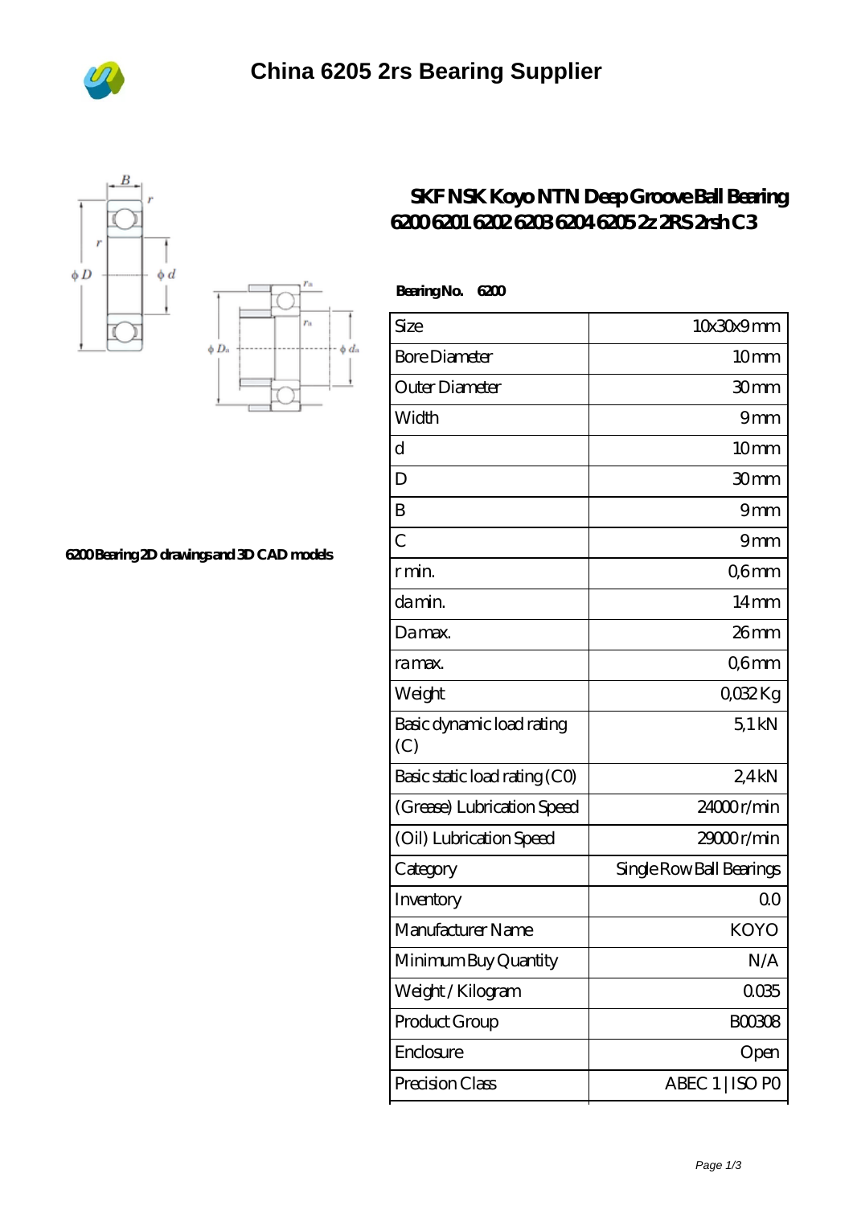# China 6205 2rs Bearing Supplier

## SKF NSK Koyo NTN Deep Groove Ball Bearing 6200 6201 6202 6203 6204 6205 2z 2RS 2rsh C3

6200 Bearing 2D drawings and 3D CAD models

**Bearing No.** 6200

| Size | 10x30x9 mm |
|---|---|
| Bore Diameter | 10 mm |
| Outer Diameter | 30 mm |
| Width | 9 mm |
| d | 10 mm |
| D | 30 mm |
| B | 9 mm |
| C | 9 mm |
| r min. | 0,6 mm |
| da min. | 14 mm |
| Da max. | 26 mm |
| ra max. | 0,6 mm |
| Weight | 0,032 Kg |
| Basic dynamic load rating (C) | 5,1 kN |
| Basic static load rating (C0) | 2,4 kN |
| (Grease) Lubrication Speed | 24000 r/min |
| (Oil) Lubrication Speed | 29000 r/min |
| Category | Single Row Ball Bearings |
| Inventory | 0.0 |
| Manufacturer Name | KOYO |
| Minimum Buy Quantity | N/A |
| Weight / Kilogram | 0.035 |
| Product Group | B00308 |
| Enclosure | Open |
| Precision Class | ABEC 1 \| ISO P0 |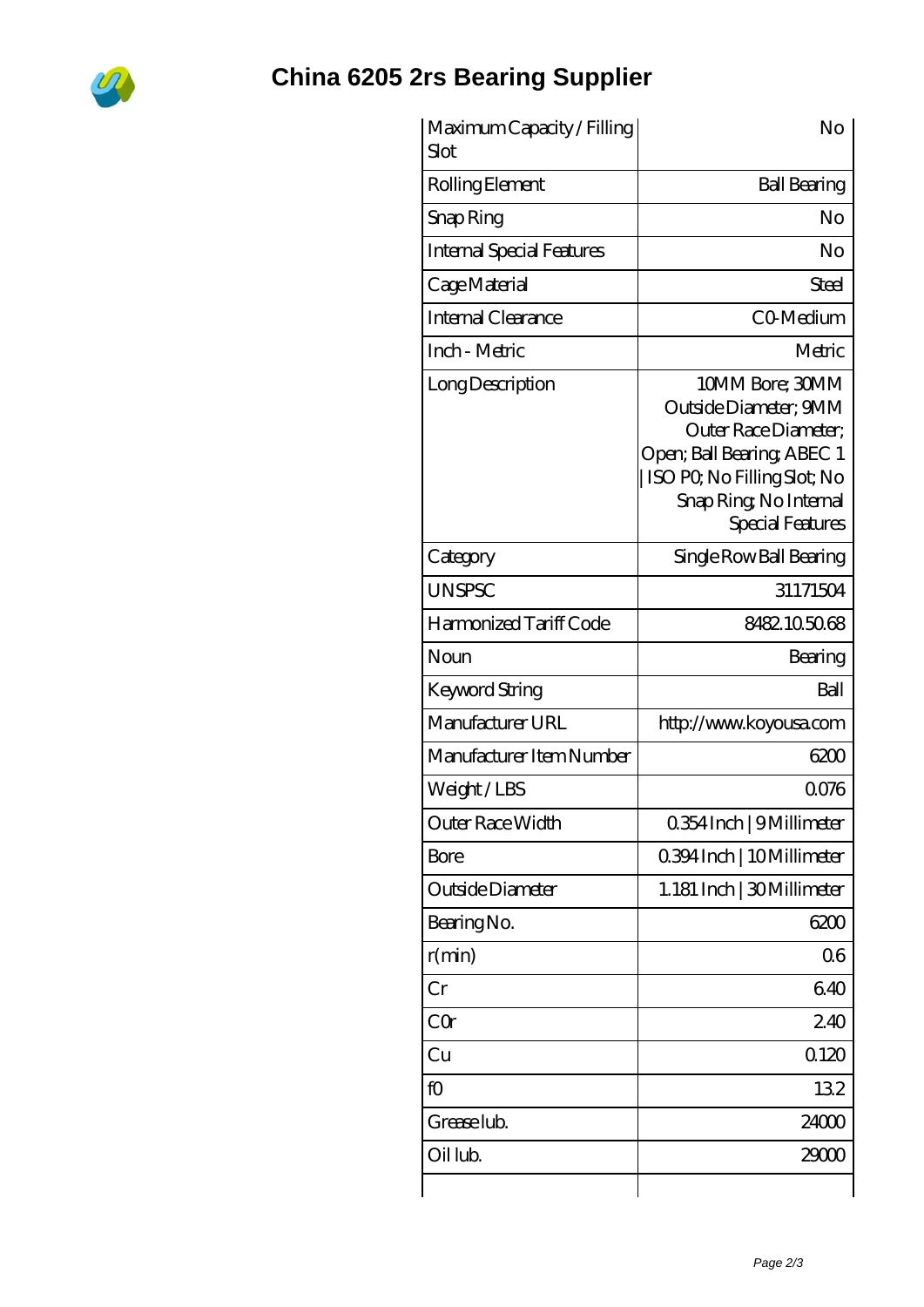# China 6205 2rs Bearing Supplier

| | |
|---|---|
| Maximum Capacity / Filling Slot | No |
| Rolling Element | Ball Bearing |
| Snap Ring | No |
| Internal Special Features | No |
| Cage Material | Steel |
| Internal Clearance | C0-Medium |
| Inch - Metric | Metric |
| Long Description | 10MM Bore; 30MM Outside Diameter; 9MM Outer Race Diameter; Open; Ball Bearing; ABEC 1 \| ISO P0; No Filling Slot; No Snap Ring; No Internal Special Features |
| Category | Single Row Ball Bearing |
| UNSPSC | 31171504 |
| Harmonized Tariff Code | 8482.10.50.68 |
| Noun | Bearing |
| Keyword String | Ball |
| Manufacturer URL | http://www.koyousa.com |
| Manufacturer Item Number | 6200 |
| Weight / LBS | 0.076 |
| Outer Race Width | 0.354 Inch \| 9 Millimeter |
| Bore | 0.394 Inch \| 10 Millimeter |
| Outside Diameter | 1.181 Inch \| 30 Millimeter |
| Bearing No. | 6200 |
| r(min) | 0.6 |
| Cr | 6.40 |
| C0r | 2.40 |
| Cu | 0.120 |
| f0 | 13.2 |
| Grease lub. | 24000 |
| Oil lub. | 29000 |
| | |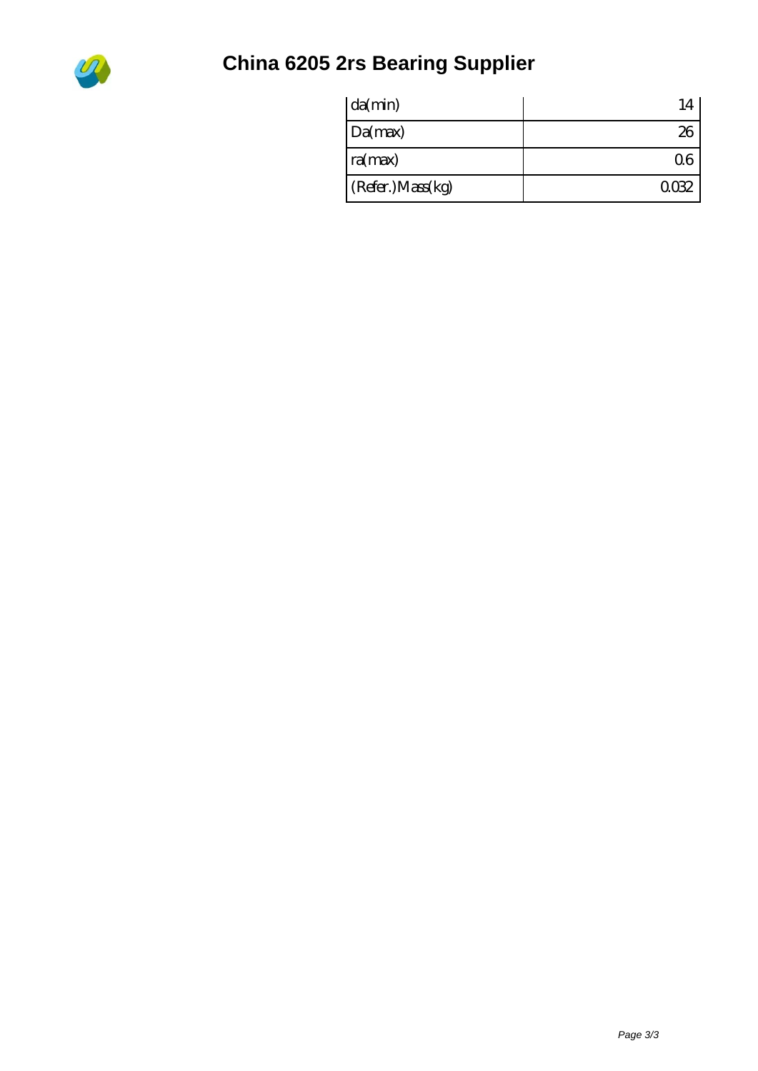| | |
|---|---|
| da(min) | 14 |
| Da(max) | 26 |
| ra(max) | 0.6 |
| (Refer.)Mass(kg) | 0.032 |